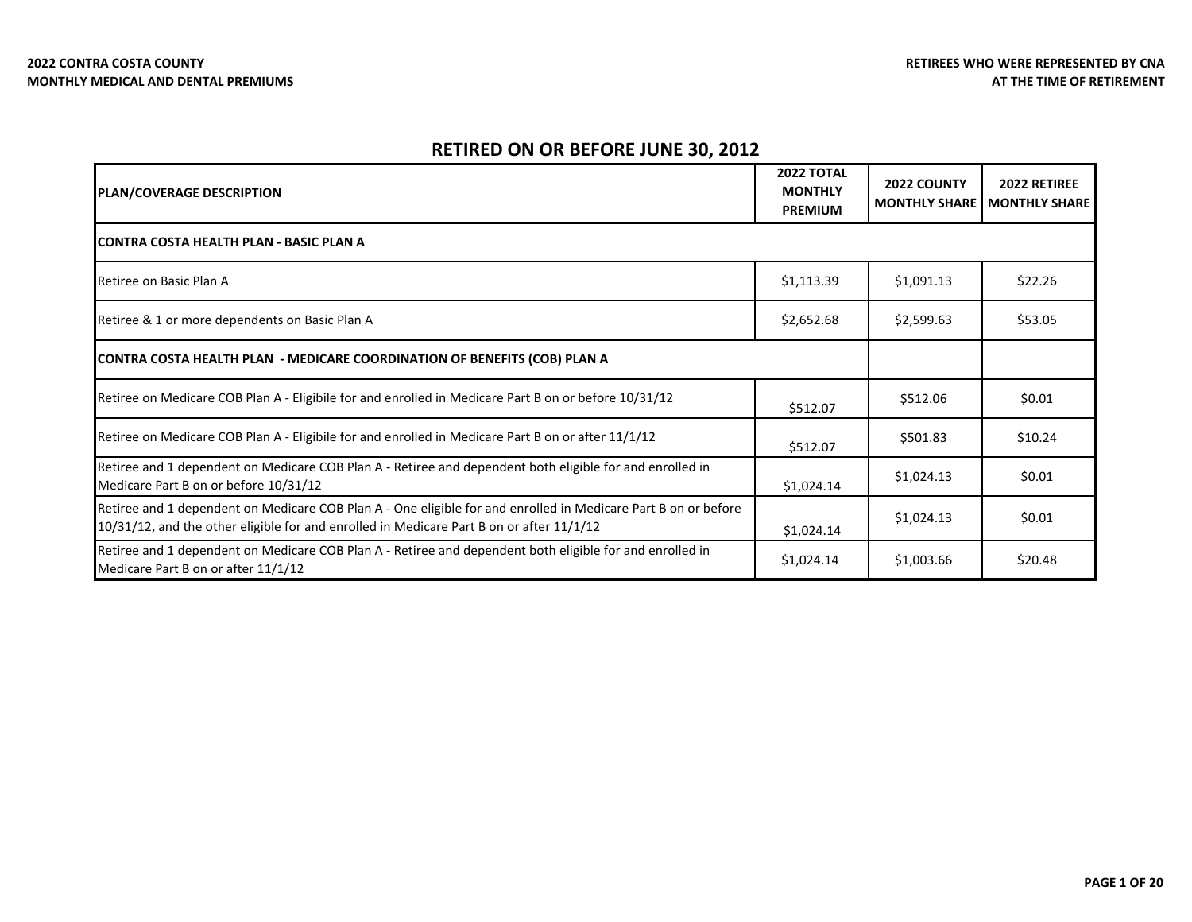**2022 CONTRA COSTA COUNTY**
**MONTHLY MEDICAL AND DENTAL PREMIUMS**

**RETIREES WHO WERE REPRESENTED BY CNA AT THE TIME OF RETIREMENT**

## RETIRED ON OR BEFORE JUNE 30, 2012

| PLAN/COVERAGE DESCRIPTION | 2022 TOTAL MONTHLY PREMIUM | 2022 COUNTY MONTHLY SHARE | 2022 RETIREE MONTHLY SHARE |
|---|---|---|---|
| **CONTRA COSTA HEALTH PLAN - BASIC PLAN A** | | | |
| Retiree on Basic Plan A | $1,113.39 | $1,091.13 | $22.26 |
| Retiree & 1 or more dependents on Basic Plan A | $2,652.68 | $2,599.63 | $53.05 |
| **CONTRA COSTA HEALTH PLAN - MEDICARE COORDINATION OF BENEFITS (COB) PLAN A** | | | |
| Retiree on Medicare COB Plan A - Eligibile for and enrolled in Medicare Part B on or before 10/31/12 | $512.07 | $512.06 | $0.01 |
| Retiree on Medicare COB Plan A - Eligibile for and enrolled in Medicare Part B on or after 11/1/12 | $512.07 | $501.83 | $10.24 |
| Retiree and 1 dependent on Medicare COB Plan A - Retiree and dependent both eligible for and enrolled in Medicare Part B on or before 10/31/12 | $1,024.14 | $1,024.13 | $0.01 |
| Retiree and 1 dependent on Medicare COB Plan A - One eligible for and enrolled in Medicare Part B on or before 10/31/12, and the other eligible for and enrolled in Medicare Part B on or after 11/1/12 | $1,024.14 | $1,024.13 | $0.01 |
| Retiree and 1 dependent on Medicare COB Plan A - Retiree and dependent both eligible for and enrolled in Medicare Part B on or after 11/1/12 | $1,024.14 | $1,003.66 | $20.48 |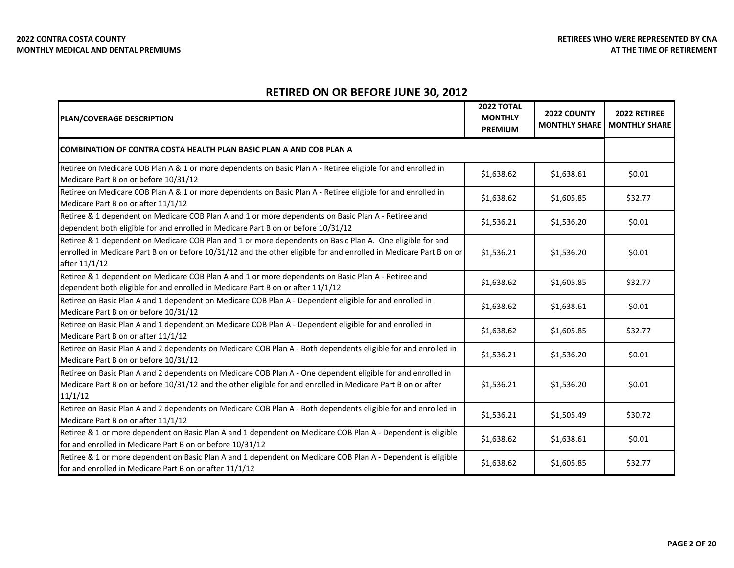**2022 CONTRA COSTA COUNTY**
**MONTHLY MEDICAL AND DENTAL PREMIUMS**

**RETIREES WHO WERE REPRESENTED BY CNA**
**AT THE TIME OF RETIREMENT**

## RETIRED ON OR BEFORE JUNE 30, 2012

| PLAN/COVERAGE DESCRIPTION | 2022 TOTAL MONTHLY PREMIUM | 2022 COUNTY MONTHLY SHARE | 2022 RETIREE MONTHLY SHARE |
|---|---|---|---|
| **COMBINATION OF CONTRA COSTA HEALTH PLAN BASIC PLAN A AND COB PLAN A** | | | |
| Retiree on Medicare COB Plan A & 1 or more dependents on Basic Plan A - Retiree eligible for and enrolled in Medicare Part B on or before 10/31/12 | $1,638.62 | $1,638.61 | $0.01 |
| Retiree on Medicare COB Plan A & 1 or more dependents on Basic Plan A - Retiree eligible for and enrolled in Medicare Part B on or after 11/1/12 | $1,638.62 | $1,605.85 | $32.77 |
| Retiree & 1 dependent on Medicare COB Plan A and 1 or more dependents on Basic Plan A - Retiree and dependent both eligible for and enrolled in Medicare Part B on or before 10/31/12 | $1,536.21 | $1,536.20 | $0.01 |
| Retiree & 1 dependent on Medicare COB Plan and 1 or more dependents on Basic Plan A. One eligible for and enrolled in Medicare Part B on or before 10/31/12 and the other eligible for and enrolled in Medicare Part B on or after 11/1/12 | $1,536.21 | $1,536.20 | $0.01 |
| Retiree & 1 dependent on Medicare COB Plan A and 1 or more dependents on Basic Plan A - Retiree and dependent both eligible for and enrolled in Medicare Part B on or after 11/1/12 | $1,638.62 | $1,605.85 | $32.77 |
| Retiree on Basic Plan A and 1 dependent on Medicare COB Plan A - Dependent eligible for and enrolled in Medicare Part B on or before 10/31/12 | $1,638.62 | $1,638.61 | $0.01 |
| Retiree on Basic Plan A and 1 dependent on Medicare COB Plan A - Dependent eligible for and enrolled in Medicare Part B on or after 11/1/12 | $1,638.62 | $1,605.85 | $32.77 |
| Retiree on Basic Plan A and 2 dependents on Medicare COB Plan A - Both dependents eligible for and enrolled in Medicare Part B on or before 10/31/12 | $1,536.21 | $1,536.20 | $0.01 |
| Retiree on Basic Plan A and 2 dependents on Medicare COB Plan A - One dependent eligible for and enrolled in Medicare Part B on or before 10/31/12 and the other eligible for and enrolled in Medicare Part B on or after 11/1/12 | $1,536.21 | $1,536.20 | $0.01 |
| Retiree on Basic Plan A and 2 dependents on Medicare COB Plan A - Both dependents eligible for and enrolled in Medicare Part B on or after 11/1/12 | $1,536.21 | $1,505.49 | $30.72 |
| Retiree & 1 or more dependent on Basic Plan A and 1 dependent on Medicare COB Plan A - Dependent is eligible for and enrolled in Medicare Part B on or before 10/31/12 | $1,638.62 | $1,638.61 | $0.01 |
| Retiree & 1 or more dependent on Basic Plan A and 1 dependent on Medicare COB Plan A - Dependent is eligible for and enrolled in Medicare Part B on or after 11/1/12 | $1,638.62 | $1,605.85 | $32.77 |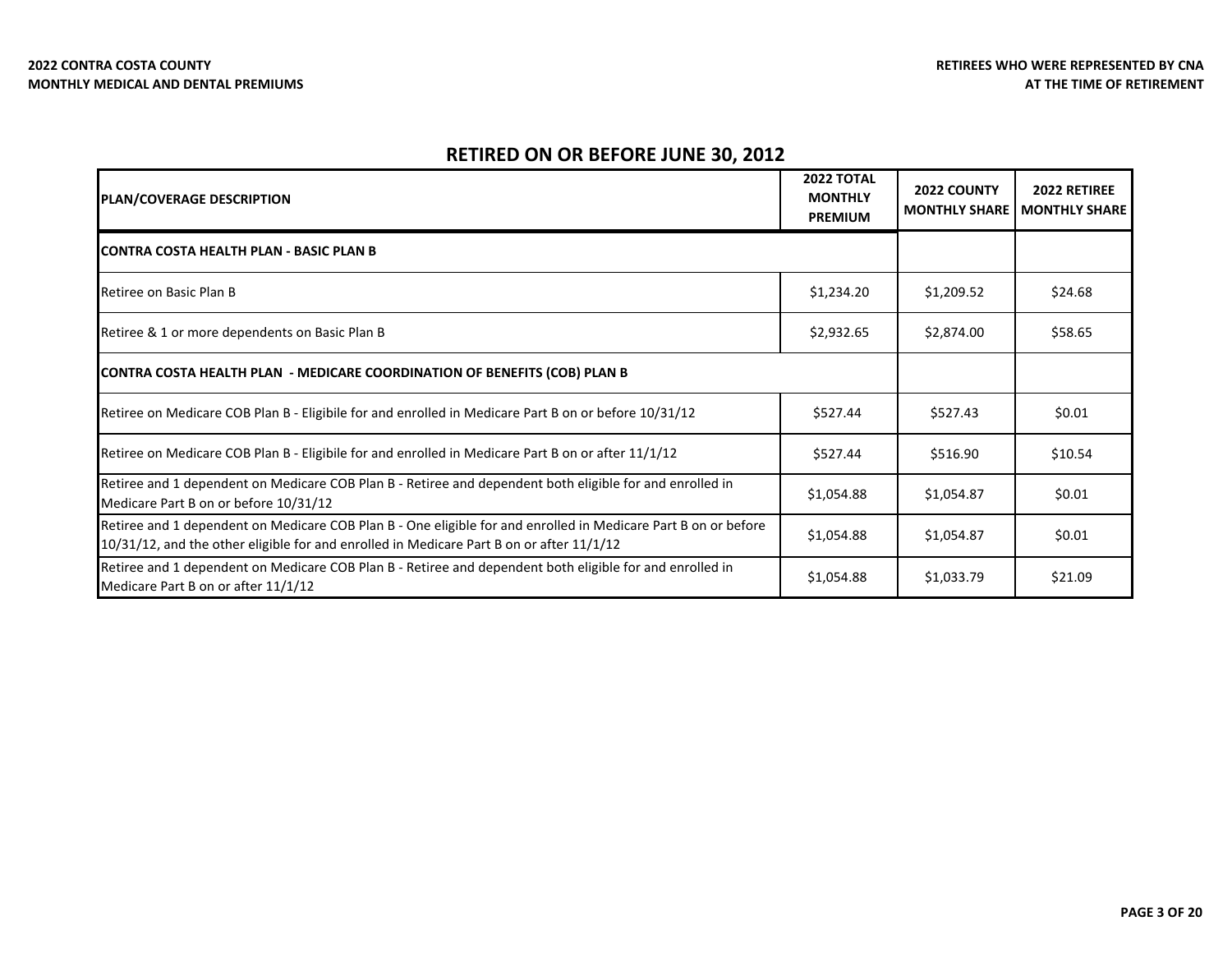**2022 CONTRA COSTA COUNTY**
**MONTHLY MEDICAL AND DENTAL PREMIUMS**

**RETIREES WHO WERE REPRESENTED BY CNA**
**AT THE TIME OF RETIREMENT**

## RETIRED ON OR BEFORE JUNE 30, 2012

| PLAN/COVERAGE DESCRIPTION | 2022 TOTAL MONTHLY PREMIUM | 2022 COUNTY MONTHLY SHARE | 2022 RETIREE MONTHLY SHARE |
|---|---|---|---|
| **CONTRA COSTA HEALTH PLAN - BASIC PLAN B** | | | |
| Retiree on Basic Plan B | $1,234.20 | $1,209.52 | $24.68 |
| Retiree & 1 or more dependents on Basic Plan B | $2,932.65 | $2,874.00 | $58.65 |
| **CONTRA COSTA HEALTH PLAN - MEDICARE COORDINATION OF BENEFITS (COB) PLAN B** | | | |
| Retiree on Medicare COB Plan B - Eligibile for and enrolled in Medicare Part B on or before 10/31/12 | $527.44 | $527.43 | $0.01 |
| Retiree on Medicare COB Plan B - Eligibile for and enrolled in Medicare Part B on or after 11/1/12 | $527.44 | $516.90 | $10.54 |
| Retiree and 1 dependent on Medicare COB Plan B - Retiree and dependent both eligible for and enrolled in Medicare Part B on or before 10/31/12 | $1,054.88 | $1,054.87 | $0.01 |
| Retiree and 1 dependent on Medicare COB Plan B - One eligible for and enrolled in Medicare Part B on or before 10/31/12, and the other eligible for and enrolled in Medicare Part B on or after 11/1/12 | $1,054.88 | $1,054.87 | $0.01 |
| Retiree and 1 dependent on Medicare COB Plan B - Retiree and dependent both eligible for and enrolled in Medicare Part B on or after 11/1/12 | $1,054.88 | $1,033.79 | $21.09 |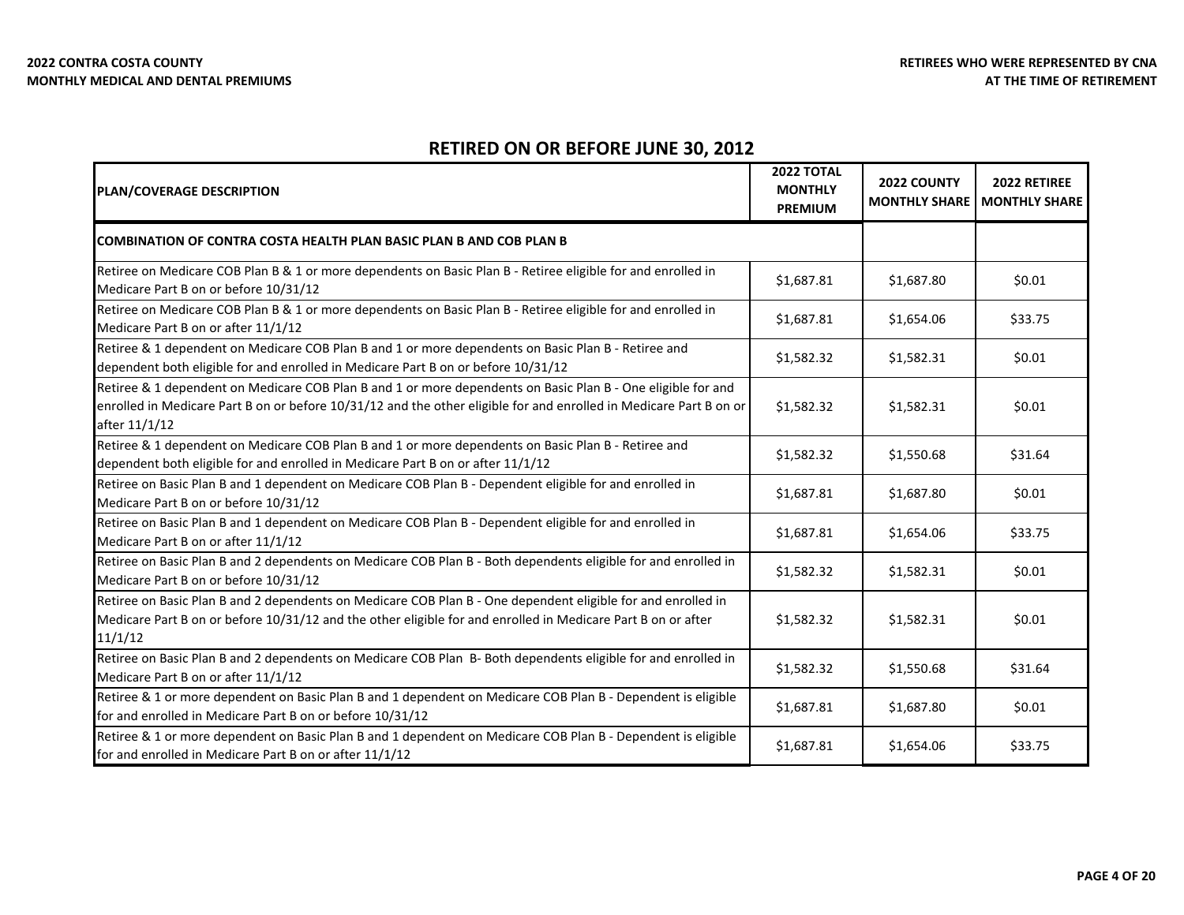**2022 CONTRA COSTA COUNTY**
**MONTHLY MEDICAL AND DENTAL PREMIUMS**

**RETIREES WHO WERE REPRESENTED BY CNA**
**AT THE TIME OF RETIREMENT**

## RETIRED ON OR BEFORE JUNE 30, 2012

| PLAN/COVERAGE DESCRIPTION | 2022 TOTAL MONTHLY PREMIUM | 2022 COUNTY MONTHLY SHARE | 2022 RETIREE MONTHLY SHARE |
|---|---|---|---|
| **COMBINATION OF CONTRA COSTA HEALTH PLAN BASIC PLAN B AND COB PLAN B** | | | |
| Retiree on Medicare COB Plan B & 1 or more dependents on Basic Plan B - Retiree eligible for and enrolled in Medicare Part B on or before 10/31/12 | $1,687.81 | $1,687.80 | $0.01 |
| Retiree on Medicare COB Plan B & 1 or more dependents on Basic Plan B - Retiree eligible for and enrolled in Medicare Part B on or after 11/1/12 | $1,687.81 | $1,654.06 | $33.75 |
| Retiree & 1 dependent on Medicare COB Plan B and 1 or more dependents on Basic Plan B - Retiree and dependent both eligible for and enrolled in Medicare Part B on or before 10/31/12 | $1,582.32 | $1,582.31 | $0.01 |
| Retiree & 1 dependent on Medicare COB Plan B and 1 or more dependents on Basic Plan B - One eligible for and enrolled in Medicare Part B on or before 10/31/12 and the other eligible for and enrolled in Medicare Part B on or after 11/1/12 | $1,582.32 | $1,582.31 | $0.01 |
| Retiree & 1 dependent on Medicare COB Plan B and 1 or more dependents on Basic Plan B - Retiree and dependent both eligible for and enrolled in Medicare Part B on or after 11/1/12 | $1,582.32 | $1,550.68 | $31.64 |
| Retiree on Basic Plan B and 1 dependent on Medicare COB Plan B - Dependent eligible for and enrolled in Medicare Part B on or before 10/31/12 | $1,687.81 | $1,687.80 | $0.01 |
| Retiree on Basic Plan B and 1 dependent on Medicare COB Plan B - Dependent eligible for and enrolled in Medicare Part B on or after 11/1/12 | $1,687.81 | $1,654.06 | $33.75 |
| Retiree on Basic Plan B and 2 dependents on Medicare COB Plan B - Both dependents eligible for and enrolled in Medicare Part B on or before 10/31/12 | $1,582.32 | $1,582.31 | $0.01 |
| Retiree on Basic Plan B and 2 dependents on Medicare COB Plan B - One dependent eligible for and enrolled in Medicare Part B on or before 10/31/12 and the other eligible for and enrolled in Medicare Part B on or after 11/1/12 | $1,582.32 | $1,582.31 | $0.01 |
| Retiree on Basic Plan B and 2 dependents on Medicare COB Plan B- Both dependents eligible for and enrolled in Medicare Part B on or after 11/1/12 | $1,582.32 | $1,550.68 | $31.64 |
| Retiree & 1 or more dependent on Basic Plan B and 1 dependent on Medicare COB Plan B - Dependent is eligible for and enrolled in Medicare Part B on or before 10/31/12 | $1,687.81 | $1,687.80 | $0.01 |
| Retiree & 1 or more dependent on Basic Plan B and 1 dependent on Medicare COB Plan B - Dependent is eligible for and enrolled in Medicare Part B on or after 11/1/12 | $1,687.81 | $1,654.06 | $33.75 |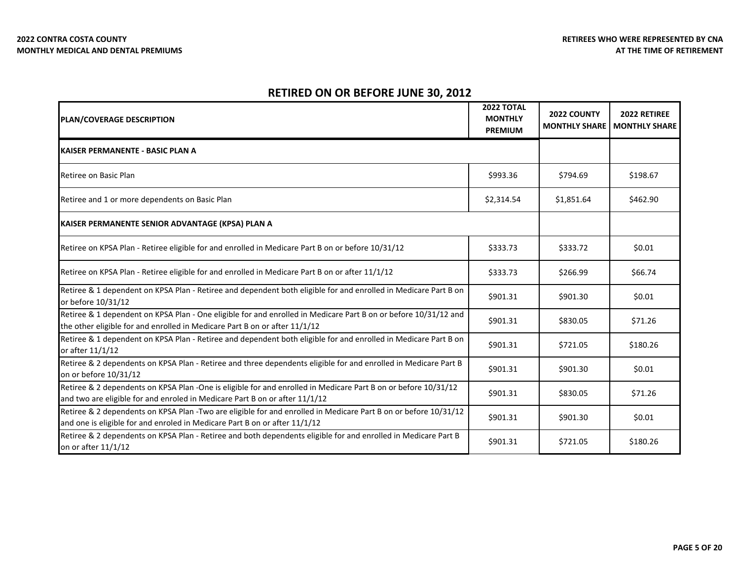**2022 CONTRA COSTA COUNTY**
**MONTHLY MEDICAL AND DENTAL PREMIUMS**

**RETIREES WHO WERE REPRESENTED BY CNA**
**AT THE TIME OF RETIREMENT**

## RETIRED ON OR BEFORE JUNE 30, 2012

| PLAN/COVERAGE DESCRIPTION | 2022 TOTAL MONTHLY PREMIUM | 2022 COUNTY MONTHLY SHARE | 2022 RETIREE MONTHLY SHARE |
|---|---|---|---|
| **KAISER PERMANENTE - BASIC PLAN A** | | | |
| Retiree on Basic Plan | $993.36 | $794.69 | $198.67 |
| Retiree and 1 or more dependents on Basic Plan | $2,314.54 | $1,851.64 | $462.90 |
| **KAISER PERMANENTE SENIOR ADVANTAGE (KPSA) PLAN A** | | | |
| Retiree on KPSA Plan - Retiree eligible for and enrolled in Medicare Part B on or before 10/31/12 | $333.73 | $333.72 | $0.01 |
| Retiree on KPSA Plan - Retiree eligible for and enrolled in Medicare Part B on or after 11/1/12 | $333.73 | $266.99 | $66.74 |
| Retiree & 1 dependent on KPSA Plan - Retiree and dependent both eligible for and enrolled in Medicare Part B on or before 10/31/12 | $901.31 | $901.30 | $0.01 |
| Retiree & 1 dependent on KPSA Plan - One eligible for and enrolled in Medicare Part B on or before 10/31/12 and the other eligible for and enrolled in Medicare Part B on or after 11/1/12 | $901.31 | $830.05 | $71.26 |
| Retiree & 1 dependent on KPSA Plan - Retiree and dependent both eligible for and enrolled in Medicare Part B on or after 11/1/12 | $901.31 | $721.05 | $180.26 |
| Retiree & 2 dependents on KPSA Plan - Retiree and three dependents eligible for and enrolled in Medicare Part B on or before 10/31/12 | $901.31 | $901.30 | $0.01 |
| Retiree & 2 dependents on KPSA Plan -One is eligible for and enrolled in Medicare Part B on or before 10/31/12 and two are eligible for and enroled in Medicare Part B on or after 11/1/12 | $901.31 | $830.05 | $71.26 |
| Retiree & 2 dependents on KPSA Plan -Two are eligible for and enrolled in Medicare Part B on or before 10/31/12 and one is eligible for and enroled in Medicare Part B on or after 11/1/12 | $901.31 | $901.30 | $0.01 |
| Retiree & 2 dependents on KPSA Plan - Retiree and both dependents eligible for and enrolled in Medicare Part B on or after 11/1/12 | $901.31 | $721.05 | $180.26 |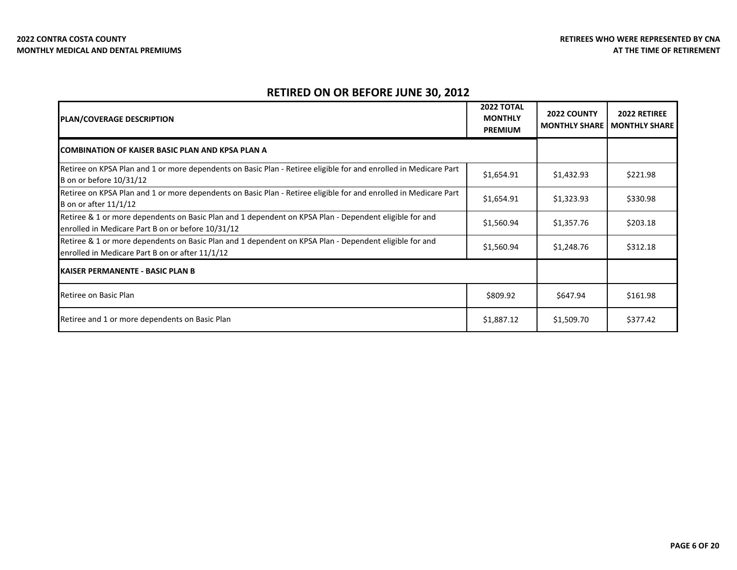**2022 CONTRA COSTA COUNTY**
**MONTHLY MEDICAL AND DENTAL PREMIUMS**

**RETIREES WHO WERE REPRESENTED BY CNA**
**AT THE TIME OF RETIREMENT**

## RETIRED ON OR BEFORE JUNE 30, 2012

| PLAN/COVERAGE DESCRIPTION | 2022 TOTAL MONTHLY PREMIUM | 2022 COUNTY MONTHLY SHARE | 2022 RETIREE MONTHLY SHARE |
|---|---|---|---|
| **COMBINATION OF KAISER BASIC PLAN AND KPSA PLAN A** | | | |
| Retiree on KPSA Plan and 1 or more dependents on Basic Plan - Retiree eligible for and enrolled in Medicare Part B on or before 10/31/12 | $1,654.91 | $1,432.93 | $221.98 |
| Retiree on KPSA Plan and 1 or more dependents on Basic Plan - Retiree eligible for and enrolled in Medicare Part B on or after 11/1/12 | $1,654.91 | $1,323.93 | $330.98 |
| Retiree & 1 or more dependents on Basic Plan and 1 dependent on KPSA Plan - Dependent eligible for and enrolled in Medicare Part B on or before 10/31/12 | $1,560.94 | $1,357.76 | $203.18 |
| Retiree & 1 or more dependents on Basic Plan and 1 dependent on KPSA Plan - Dependent eligible for and enrolled in Medicare Part B on or after 11/1/12 | $1,560.94 | $1,248.76 | $312.18 |
| **KAISER PERMANENTE - BASIC PLAN B** | | | |
| Retiree on Basic Plan | $809.92 | $647.94 | $161.98 |
| Retiree and 1 or more dependents on Basic Plan | $1,887.12 | $1,509.70 | $377.42 |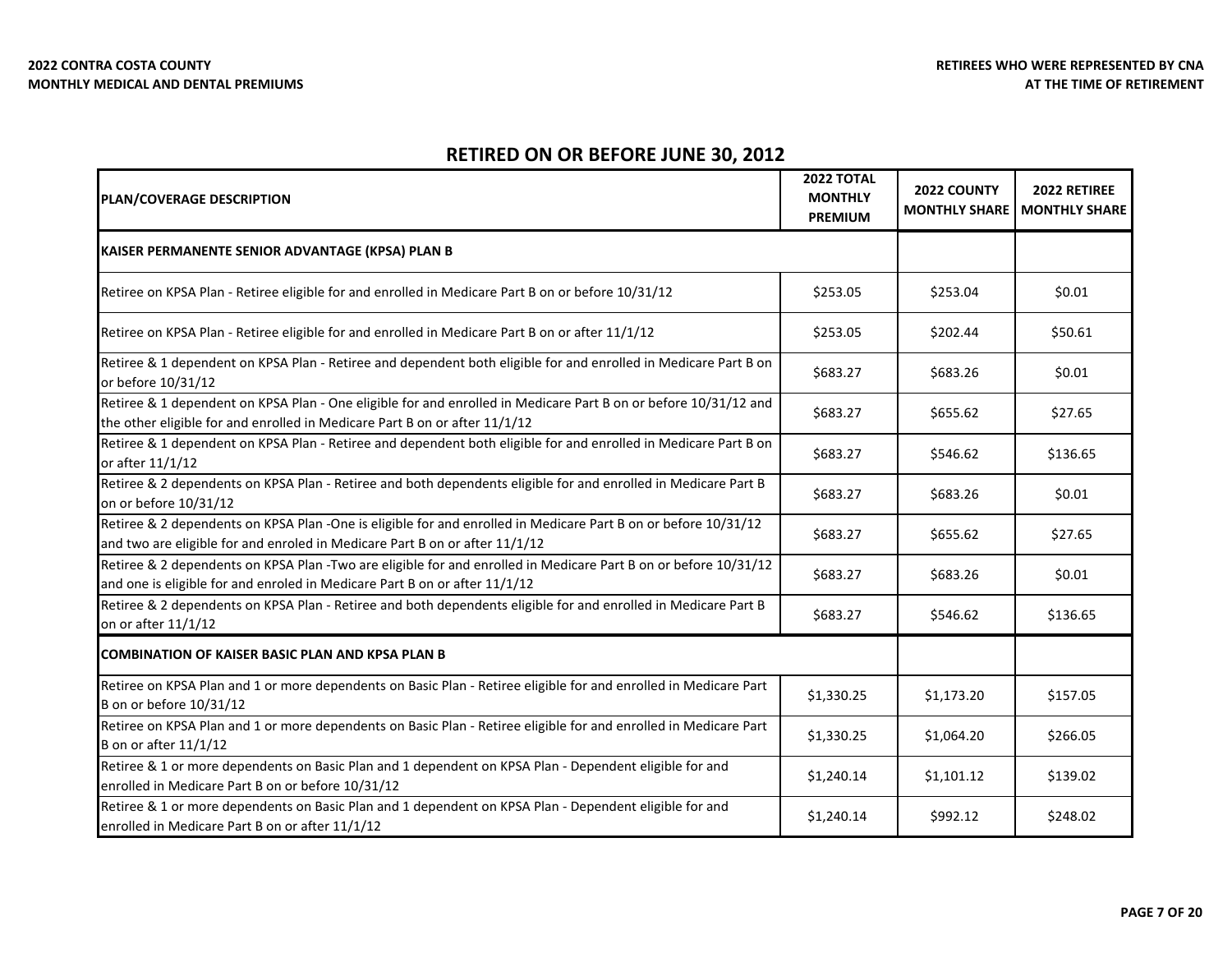**2022 CONTRA COSTA COUNTY**
**MONTHLY MEDICAL AND DENTAL PREMIUMS**

**RETIREES WHO WERE REPRESENTED BY CNA**
**AT THE TIME OF RETIREMENT**

## RETIRED ON OR BEFORE JUNE 30, 2012

| PLAN/COVERAGE DESCRIPTION | 2022 TOTAL MONTHLY PREMIUM | 2022 COUNTY MONTHLY SHARE | 2022 RETIREE MONTHLY SHARE |
|---|---|---|---|
| **KAISER PERMANENTE SENIOR ADVANTAGE (KPSA) PLAN B** | | | |
| Retiree on KPSA Plan - Retiree eligible for and enrolled in Medicare Part B on or before 10/31/12 | $253.05 | $253.04 | $0.01 |
| Retiree on KPSA Plan - Retiree eligible for and enrolled in Medicare Part B on or after 11/1/12 | $253.05 | $202.44 | $50.61 |
| Retiree & 1 dependent on KPSA Plan - Retiree and dependent both eligible for and enrolled in Medicare Part B on or before 10/31/12 | $683.27 | $683.26 | $0.01 |
| Retiree & 1 dependent on KPSA Plan - One eligible for and enrolled in Medicare Part B on or before 10/31/12 and the other eligible for and enrolled in Medicare Part B on or after 11/1/12 | $683.27 | $655.62 | $27.65 |
| Retiree & 1 dependent on KPSA Plan - Retiree and dependent both eligible for and enrolled in Medicare Part B on or after 11/1/12 | $683.27 | $546.62 | $136.65 |
| Retiree & 2 dependents on KPSA Plan - Retiree and both dependents eligible for and enrolled in Medicare Part B on or before 10/31/12 | $683.27 | $683.26 | $0.01 |
| Retiree & 2 dependents on KPSA Plan -One is eligible for and enrolled in Medicare Part B on or before 10/31/12 and two are eligible for and enroled in Medicare Part B on or after 11/1/12 | $683.27 | $655.62 | $27.65 |
| Retiree & 2 dependents on KPSA Plan -Two are eligible for and enrolled in Medicare Part B on or before 10/31/12 and one is eligible for and enroled in Medicare Part B on or after 11/1/12 | $683.27 | $683.26 | $0.01 |
| Retiree & 2 dependents on KPSA Plan - Retiree and both dependents eligible for and enrolled in Medicare Part B on or after 11/1/12 | $683.27 | $546.62 | $136.65 |
| **COMBINATION OF KAISER BASIC PLAN AND KPSA PLAN B** | | | |
| Retiree on KPSA Plan and 1 or more dependents on Basic Plan - Retiree eligible for and enrolled in Medicare Part B on or before 10/31/12 | $1,330.25 | $1,173.20 | $157.05 |
| Retiree on KPSA Plan and 1 or more dependents on Basic Plan - Retiree eligible for and enrolled in Medicare Part B on or after 11/1/12 | $1,330.25 | $1,064.20 | $266.05 |
| Retiree & 1 or more dependents on Basic Plan and 1 dependent on KPSA Plan - Dependent eligible for and enrolled in Medicare Part B on or before 10/31/12 | $1,240.14 | $1,101.12 | $139.02 |
| Retiree & 1 or more dependents on Basic Plan and 1 dependent on KPSA Plan - Dependent eligible for and enrolled in Medicare Part B on or after 11/1/12 | $1,240.14 | $992.12 | $248.02 |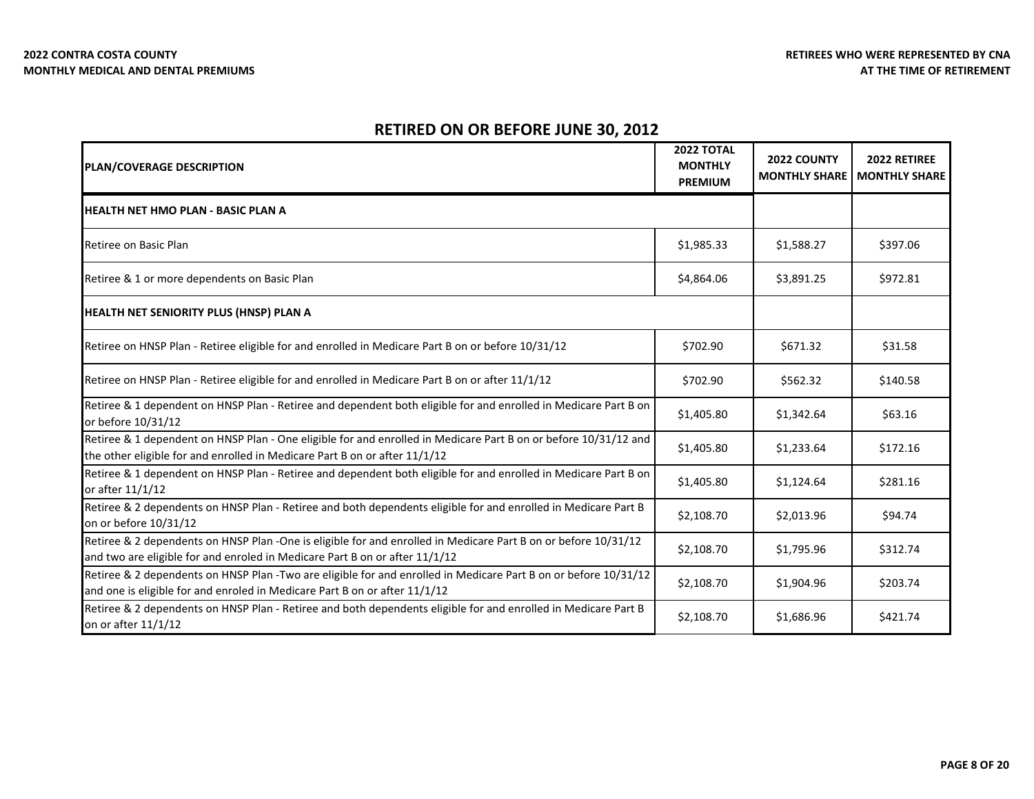**2022 CONTRA COSTA COUNTY**
**MONTHLY MEDICAL AND DENTAL PREMIUMS**

**RETIREES WHO WERE REPRESENTED BY CNA**
**AT THE TIME OF RETIREMENT**

## RETIRED ON OR BEFORE JUNE 30, 2012

| PLAN/COVERAGE DESCRIPTION | 2022 TOTAL MONTHLY PREMIUM | 2022 COUNTY MONTHLY SHARE | 2022 RETIREE MONTHLY SHARE |
|---|---|---|---|
| **HEALTH NET HMO PLAN - BASIC PLAN A** | | | |
| Retiree on Basic Plan | $1,985.33 | $1,588.27 | $397.06 |
| Retiree & 1 or more dependents on Basic Plan | $4,864.06 | $3,891.25 | $972.81 |
| **HEALTH NET SENIORITY PLUS (HNSP) PLAN A** | | | |
| Retiree on HNSP Plan - Retiree eligible for and enrolled in Medicare Part B on or before 10/31/12 | $702.90 | $671.32 | $31.58 |
| Retiree on HNSP Plan - Retiree eligible for and enrolled in Medicare Part B on or after 11/1/12 | $702.90 | $562.32 | $140.58 |
| Retiree & 1 dependent on HNSP Plan - Retiree and dependent both eligible for and enrolled in Medicare Part B on or before 10/31/12 | $1,405.80 | $1,342.64 | $63.16 |
| Retiree & 1 dependent on HNSP Plan - One eligible for and enrolled in Medicare Part B on or before 10/31/12 and the other eligible for and enrolled in Medicare Part B on or after 11/1/12 | $1,405.80 | $1,233.64 | $172.16 |
| Retiree & 1 dependent on HNSP Plan - Retiree and dependent both eligible for and enrolled in Medicare Part B on or after 11/1/12 | $1,405.80 | $1,124.64 | $281.16 |
| Retiree & 2 dependents on HNSP Plan - Retiree and both dependents eligible for and enrolled in Medicare Part B on or before 10/31/12 | $2,108.70 | $2,013.96 | $94.74 |
| Retiree & 2 dependents on HNSP Plan -One is eligible for and enrolled in Medicare Part B on or before 10/31/12 and two are eligible for and enroled in Medicare Part B on or after 11/1/12 | $2,108.70 | $1,795.96 | $312.74 |
| Retiree & 2 dependents on HNSP Plan -Two are eligible for and enrolled in Medicare Part B on or before 10/31/12 and one is eligible for and enroled in Medicare Part B on or after 11/1/12 | $2,108.70 | $1,904.96 | $203.74 |
| Retiree & 2 dependents on HNSP Plan - Retiree and both dependents eligible for and enrolled in Medicare Part B on or after 11/1/12 | $2,108.70 | $1,686.96 | $421.74 |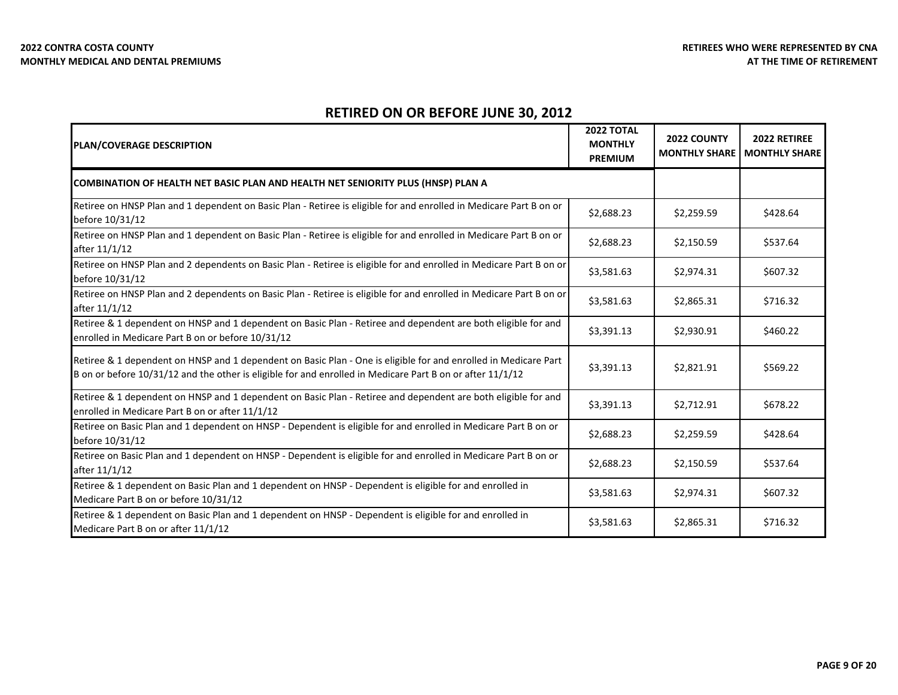**2022 CONTRA COSTA COUNTY**
**MONTHLY MEDICAL AND DENTAL PREMIUMS**

**RETIREES WHO WERE REPRESENTED BY CNA**
**AT THE TIME OF RETIREMENT**

## RETIRED ON OR BEFORE JUNE 30, 2012

| PLAN/COVERAGE DESCRIPTION | 2022 TOTAL MONTHLY PREMIUM | 2022 COUNTY MONTHLY SHARE | 2022 RETIREE MONTHLY SHARE |
|---|---|---|---|
| **COMBINATION OF HEALTH NET BASIC PLAN AND HEALTH NET SENIORITY PLUS (HNSP) PLAN A** | | | |
| Retiree on HNSP Plan and 1 dependent on Basic Plan - Retiree is eligible for and enrolled in Medicare Part B on or before 10/31/12 | $2,688.23 | $2,259.59 | $428.64 |
| Retiree on HNSP Plan and 1 dependent on Basic Plan - Retiree is eligible for and enrolled in Medicare Part B on or after 11/1/12 | $2,688.23 | $2,150.59 | $537.64 |
| Retiree on HNSP Plan and 2 dependents on Basic Plan - Retiree is eligible for and enrolled in Medicare Part B on or before 10/31/12 | $3,581.63 | $2,974.31 | $607.32 |
| Retiree on HNSP Plan and 2 dependents on Basic Plan - Retiree is eligible for and enrolled in Medicare Part B on or after 11/1/12 | $3,581.63 | $2,865.31 | $716.32 |
| Retiree & 1 dependent on HNSP and 1 dependent on Basic Plan - Retiree and dependent are both eligible for and enrolled in Medicare Part B on or before 10/31/12 | $3,391.13 | $2,930.91 | $460.22 |
| Retiree & 1 dependent on HNSP and 1 dependent on Basic Plan - One is eligible for and enrolled in Medicare Part B on or before 10/31/12 and the other is eligible for and enrolled in Medicare Part B on or after 11/1/12 | $3,391.13 | $2,821.91 | $569.22 |
| Retiree & 1 dependent on HNSP and 1 dependent on Basic Plan - Retiree and dependent are both eligible for and enrolled in Medicare Part B on or after 11/1/12 | $3,391.13 | $2,712.91 | $678.22 |
| Retiree on Basic Plan and 1 dependent on HNSP - Dependent is eligible for and enrolled in Medicare Part B on or before 10/31/12 | $2,688.23 | $2,259.59 | $428.64 |
| Retiree on Basic Plan and 1 dependent on HNSP - Dependent is eligible for and enrolled in Medicare Part B on or after 11/1/12 | $2,688.23 | $2,150.59 | $537.64 |
| Retiree & 1 dependent on Basic Plan and 1 dependent on HNSP - Dependent is eligible for and enrolled in Medicare Part B on or before 10/31/12 | $3,581.63 | $2,974.31 | $607.32 |
| Retiree & 1 dependent on Basic Plan and 1 dependent on HNSP - Dependent is eligible for and enrolled in Medicare Part B on or after 11/1/12 | $3,581.63 | $2,865.31 | $716.32 |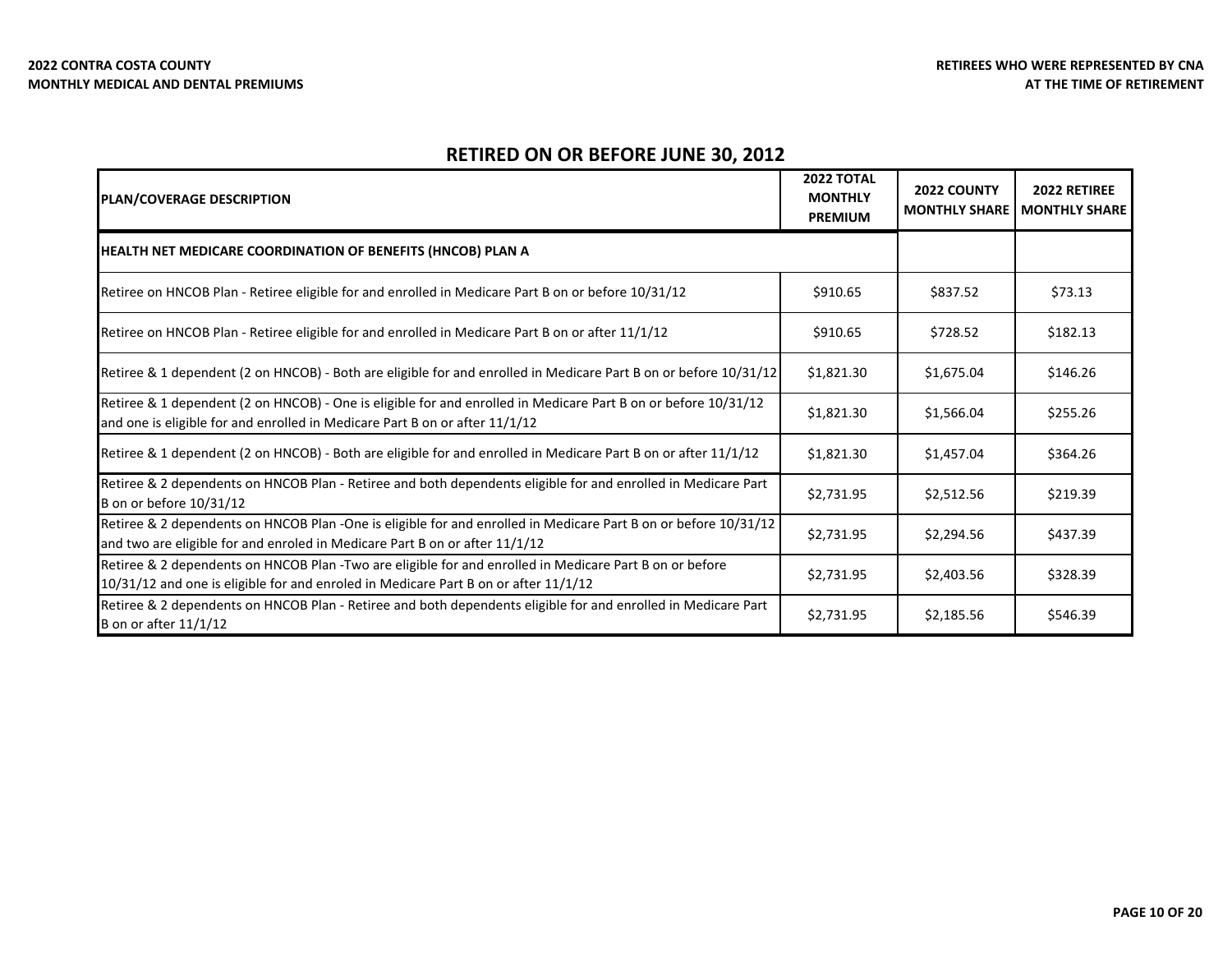**2022 CONTRA COSTA COUNTY**
**MONTHLY MEDICAL AND DENTAL PREMIUMS**

**RETIREES WHO WERE REPRESENTED BY CNA**
**AT THE TIME OF RETIREMENT**

## RETIRED ON OR BEFORE JUNE 30, 2012

| PLAN/COVERAGE DESCRIPTION | 2022 TOTAL MONTHLY PREMIUM | 2022 COUNTY MONTHLY SHARE | 2022 RETIREE MONTHLY SHARE |
|---|---|---|---|
| **HEALTH NET MEDICARE COORDINATION OF BENEFITS (HNCOB) PLAN A** | | | |
| Retiree on HNCOB Plan - Retiree eligible for and enrolled in Medicare Part B on or before 10/31/12 | $910.65 | $837.52 | $73.13 |
| Retiree on HNCOB Plan - Retiree eligible for and enrolled in Medicare Part B on or after 11/1/12 | $910.65 | $728.52 | $182.13 |
| Retiree & 1 dependent (2 on HNCOB) - Both are eligible for and enrolled in Medicare Part B on or before 10/31/12 | $1,821.30 | $1,675.04 | $146.26 |
| Retiree & 1 dependent (2 on HNCOB) - One is eligible for and enrolled in Medicare Part B on or before 10/31/12 and one is eligible for and enrolled in Medicare Part B on or after 11/1/12 | $1,821.30 | $1,566.04 | $255.26 |
| Retiree & 1 dependent (2 on HNCOB) - Both are eligible for and enrolled in Medicare Part B on or after 11/1/12 | $1,821.30 | $1,457.04 | $364.26 |
| Retiree & 2 dependents on HNCOB Plan - Retiree and both dependents eligible for and enrolled in Medicare Part B on or before 10/31/12 | $2,731.95 | $2,512.56 | $219.39 |
| Retiree & 2 dependents on HNCOB Plan -One is eligible for and enrolled in Medicare Part B on or before 10/31/12 and two are eligible for and enroled in Medicare Part B on or after 11/1/12 | $2,731.95 | $2,294.56 | $437.39 |
| Retiree & 2 dependents on HNCOB Plan -Two are eligible for and enrolled in Medicare Part B on or before 10/31/12 and one is eligible for and enroled in Medicare Part B on or after 11/1/12 | $2,731.95 | $2,403.56 | $328.39 |
| Retiree & 2 dependents on HNCOB Plan - Retiree and both dependents eligible for and enrolled in Medicare Part B on or after 11/1/12 | $2,731.95 | $2,185.56 | $546.39 |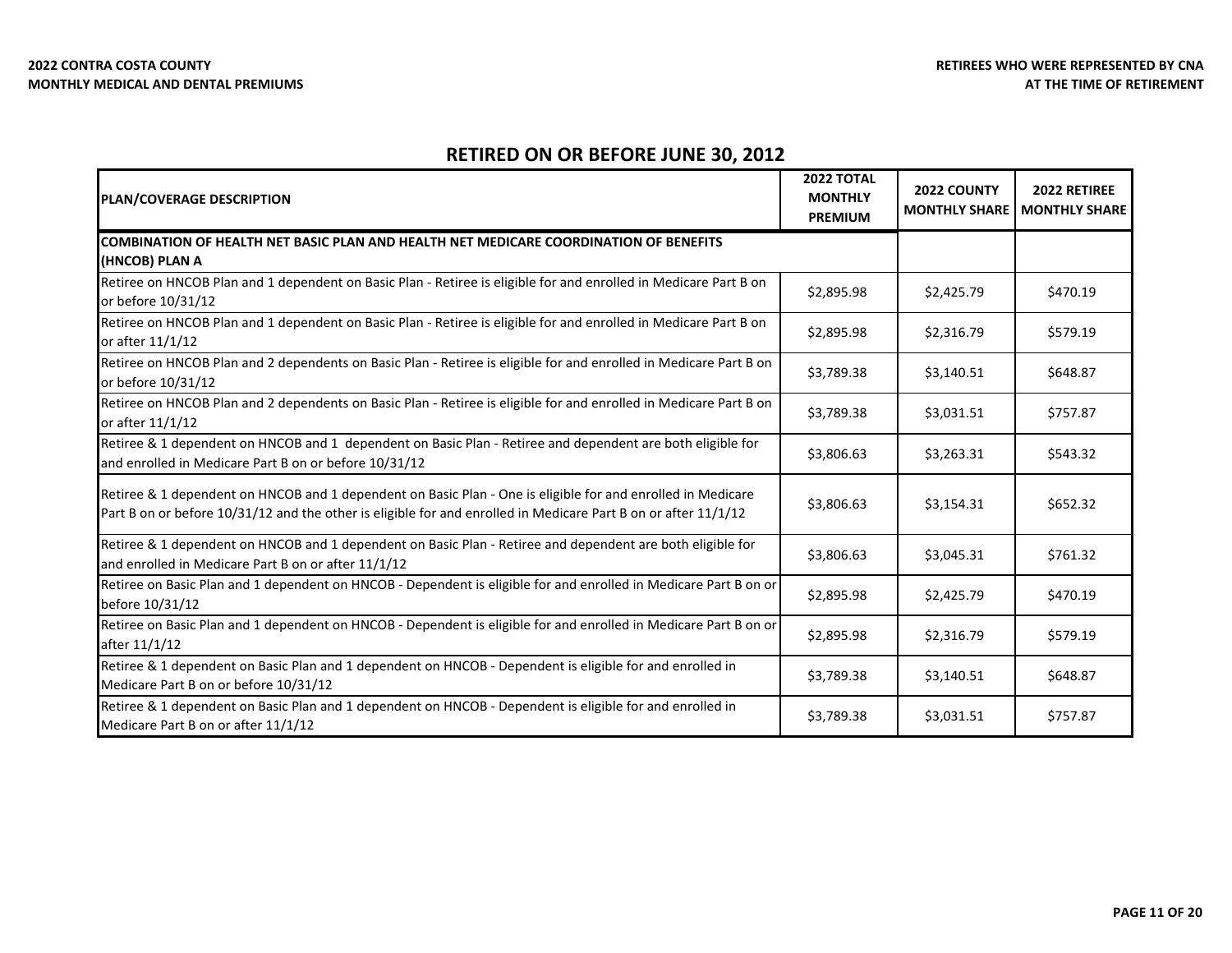**2022 CONTRA COSTA COUNTY**
**MONTHLY MEDICAL AND DENTAL PREMIUMS**

**RETIREES WHO WERE REPRESENTED BY CNA**
**AT THE TIME OF RETIREMENT**

## RETIRED ON OR BEFORE JUNE 30, 2012

| PLAN/COVERAGE DESCRIPTION | 2022 TOTAL MONTHLY PREMIUM | 2022 COUNTY MONTHLY SHARE | 2022 RETIREE MONTHLY SHARE |
|---|---|---|---|
| **COMBINATION OF HEALTH NET BASIC PLAN AND HEALTH NET MEDICARE COORDINATION OF BENEFITS (HNCOB) PLAN A** | | | |
| Retiree on HNCOB Plan and 1 dependent on Basic Plan - Retiree is eligible for and enrolled in Medicare Part B on or before 10/31/12 | $2,895.98 | $2,425.79 | $470.19 |
| Retiree on HNCOB Plan and 1 dependent on Basic Plan - Retiree is eligible for and enrolled in Medicare Part B on or after 11/1/12 | $2,895.98 | $2,316.79 | $579.19 |
| Retiree on HNCOB Plan and 2 dependents on Basic Plan - Retiree is eligible for and enrolled in Medicare Part B on or before 10/31/12 | $3,789.38 | $3,140.51 | $648.87 |
| Retiree on HNCOB Plan and 2 dependents on Basic Plan - Retiree is eligible for and enrolled in Medicare Part B on or after 11/1/12 | $3,789.38 | $3,031.51 | $757.87 |
| Retiree & 1 dependent on HNCOB and 1 dependent on Basic Plan - Retiree and dependent are both eligible for and enrolled in Medicare Part B on or before 10/31/12 | $3,806.63 | $3,263.31 | $543.32 |
| Retiree & 1 dependent on HNCOB and 1 dependent on Basic Plan - One is eligible for and enrolled in Medicare Part B on or before 10/31/12 and the other is eligible for and enrolled in Medicare Part B on or after 11/1/12 | $3,806.63 | $3,154.31 | $652.32 |
| Retiree & 1 dependent on HNCOB and 1 dependent on Basic Plan - Retiree and dependent are both eligible for and enrolled in Medicare Part B on or after 11/1/12 | $3,806.63 | $3,045.31 | $761.32 |
| Retiree on Basic Plan and 1 dependent on HNCOB - Dependent is eligible for and enrolled in Medicare Part B on or before 10/31/12 | $2,895.98 | $2,425.79 | $470.19 |
| Retiree on Basic Plan and 1 dependent on HNCOB - Dependent is eligible for and enrolled in Medicare Part B on or after 11/1/12 | $2,895.98 | $2,316.79 | $579.19 |
| Retiree & 1 dependent on Basic Plan and 1 dependent on HNCOB - Dependent is eligible for and enrolled in Medicare Part B on or before 10/31/12 | $3,789.38 | $3,140.51 | $648.87 |
| Retiree & 1 dependent on Basic Plan and 1 dependent on HNCOB - Dependent is eligible for and enrolled in Medicare Part B on or after 11/1/12 | $3,789.38 | $3,031.51 | $757.87 |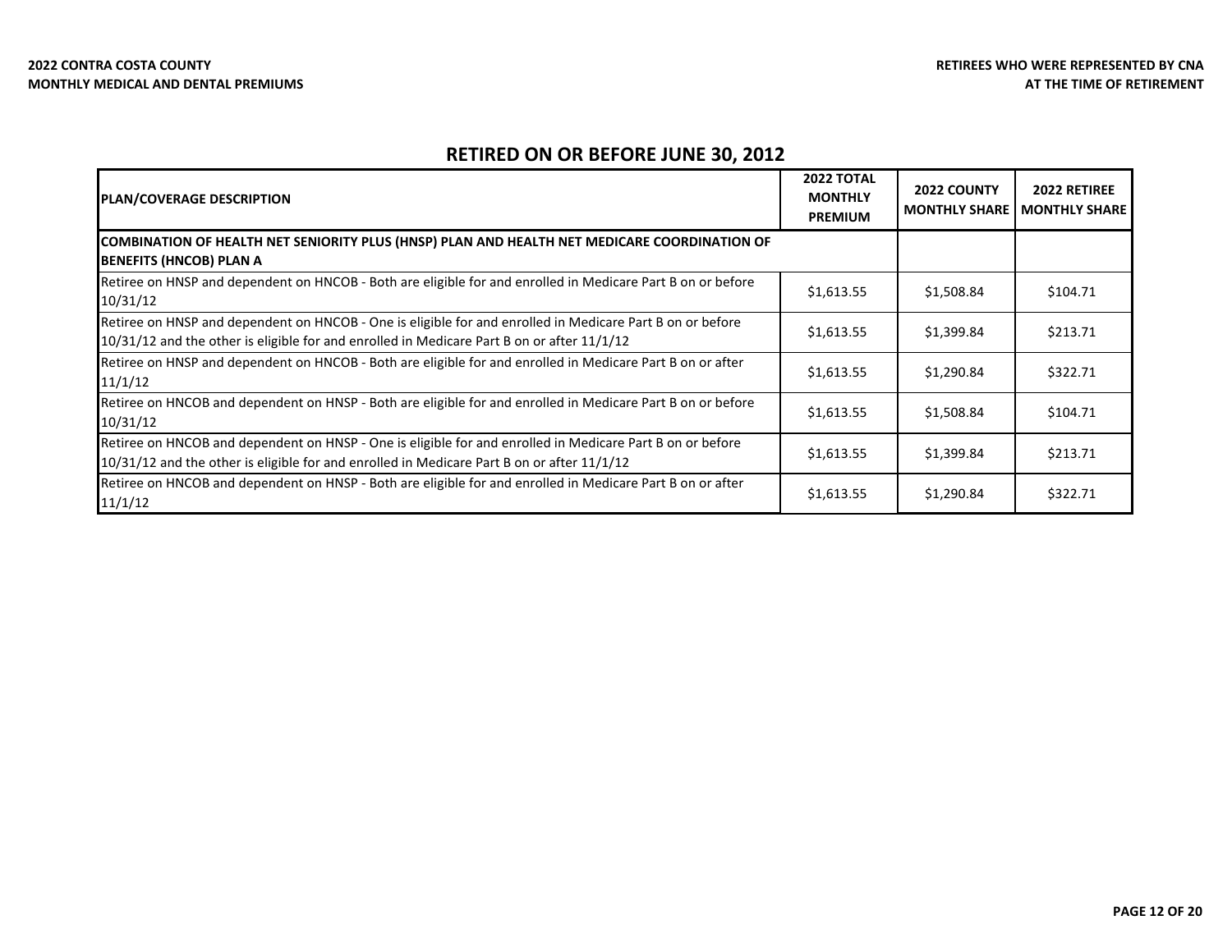**2022 CONTRA COSTA COUNTY**
**MONTHLY MEDICAL AND DENTAL PREMIUMS**

**RETIREES WHO WERE REPRESENTED BY CNA**
**AT THE TIME OF RETIREMENT**

## RETIRED ON OR BEFORE JUNE 30, 2012

| PLAN/COVERAGE DESCRIPTION | 2022 TOTAL MONTHLY PREMIUM | 2022 COUNTY MONTHLY SHARE | 2022 RETIREE MONTHLY SHARE |
|---|---|---|---|
| **COMBINATION OF HEALTH NET SENIORITY PLUS (HNSP) PLAN AND HEALTH NET MEDICARE COORDINATION OF BENEFITS (HNCOB) PLAN A** | | | |
| Retiree on HNSP and dependent on HNCOB - Both are eligible for and enrolled in Medicare Part B on or before 10/31/12 | $1,613.55 | $1,508.84 | $104.71 |
| Retiree on HNSP and dependent on HNCOB - One is eligible for and enrolled in Medicare Part B on or before 10/31/12 and the other is eligible for and enrolled in Medicare Part B on or after 11/1/12 | $1,613.55 | $1,399.84 | $213.71 |
| Retiree on HNSP and dependent on HNCOB - Both are eligible for and enrolled in Medicare Part B on or after 11/1/12 | $1,613.55 | $1,290.84 | $322.71 |
| Retiree on HNCOB and dependent on HNSP - Both are eligible for and enrolled in Medicare Part B on or before 10/31/12 | $1,613.55 | $1,508.84 | $104.71 |
| Retiree on HNCOB and dependent on HNSP - One is eligible for and enrolled in Medicare Part B on or before 10/31/12 and the other is eligible for and enrolled in Medicare Part B on or after 11/1/12 | $1,613.55 | $1,399.84 | $213.71 |
| Retiree on HNCOB and dependent on HNSP - Both are eligible for and enrolled in Medicare Part B on or after 11/1/12 | $1,613.55 | $1,290.84 | $322.71 |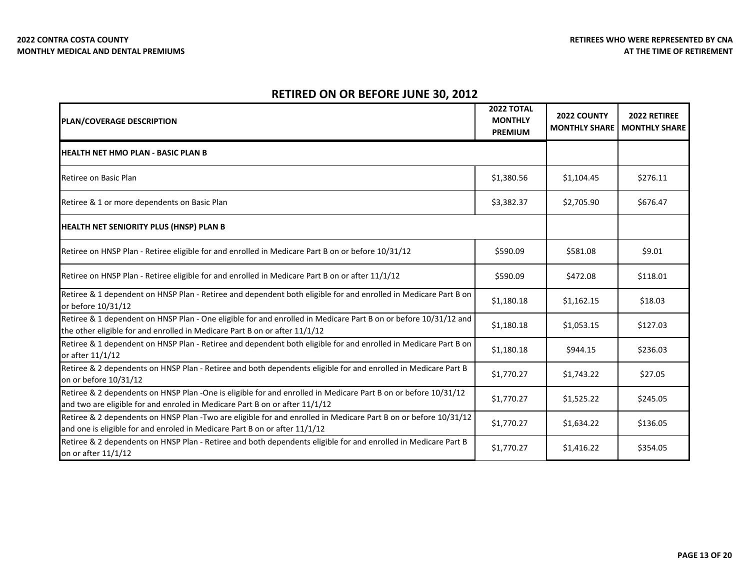**2022 CONTRA COSTA COUNTY**
**MONTHLY MEDICAL AND DENTAL PREMIUMS**

**RETIREES WHO WERE REPRESENTED BY CNA**
**AT THE TIME OF RETIREMENT**

## RETIRED ON OR BEFORE JUNE 30, 2012

| PLAN/COVERAGE DESCRIPTION | 2022 TOTAL MONTHLY PREMIUM | 2022 COUNTY MONTHLY SHARE | 2022 RETIREE MONTHLY SHARE |
|---|---|---|---|
| **HEALTH NET HMO PLAN - BASIC PLAN B** | | | |
| Retiree on Basic Plan | $1,380.56 | $1,104.45 | $276.11 |
| Retiree & 1 or more dependents on Basic Plan | $3,382.37 | $2,705.90 | $676.47 |
| **HEALTH NET SENIORITY PLUS (HNSP) PLAN B** | | | |
| Retiree on HNSP Plan - Retiree eligible for and enrolled in Medicare Part B on or before 10/31/12 | $590.09 | $581.08 | $9.01 |
| Retiree on HNSP Plan - Retiree eligible for and enrolled in Medicare Part B on or after 11/1/12 | $590.09 | $472.08 | $118.01 |
| Retiree & 1 dependent on HNSP Plan - Retiree and dependent both eligible for and enrolled in Medicare Part B on or before 10/31/12 | $1,180.18 | $1,162.15 | $18.03 |
| Retiree & 1 dependent on HNSP Plan - One eligible for and enrolled in Medicare Part B on or before 10/31/12 and the other eligible for and enrolled in Medicare Part B on or after 11/1/12 | $1,180.18 | $1,053.15 | $127.03 |
| Retiree & 1 dependent on HNSP Plan - Retiree and dependent both eligible for and enrolled in Medicare Part B on or after 11/1/12 | $1,180.18 | $944.15 | $236.03 |
| Retiree & 2 dependents on HNSP Plan - Retiree and both dependents eligible for and enrolled in Medicare Part B on or before 10/31/12 | $1,770.27 | $1,743.22 | $27.05 |
| Retiree & 2 dependents on HNSP Plan -One is eligible for and enrolled in Medicare Part B on or before 10/31/12 and two are eligible for and enroled in Medicare Part B on or after 11/1/12 | $1,770.27 | $1,525.22 | $245.05 |
| Retiree & 2 dependents on HNSP Plan -Two are eligible for and enrolled in Medicare Part B on or before 10/31/12 and one is eligible for and enroled in Medicare Part B on or after 11/1/12 | $1,770.27 | $1,634.22 | $136.05 |
| Retiree & 2 dependents on HNSP Plan - Retiree and both dependents eligible for and enrolled in Medicare Part B on or after 11/1/12 | $1,770.27 | $1,416.22 | $354.05 |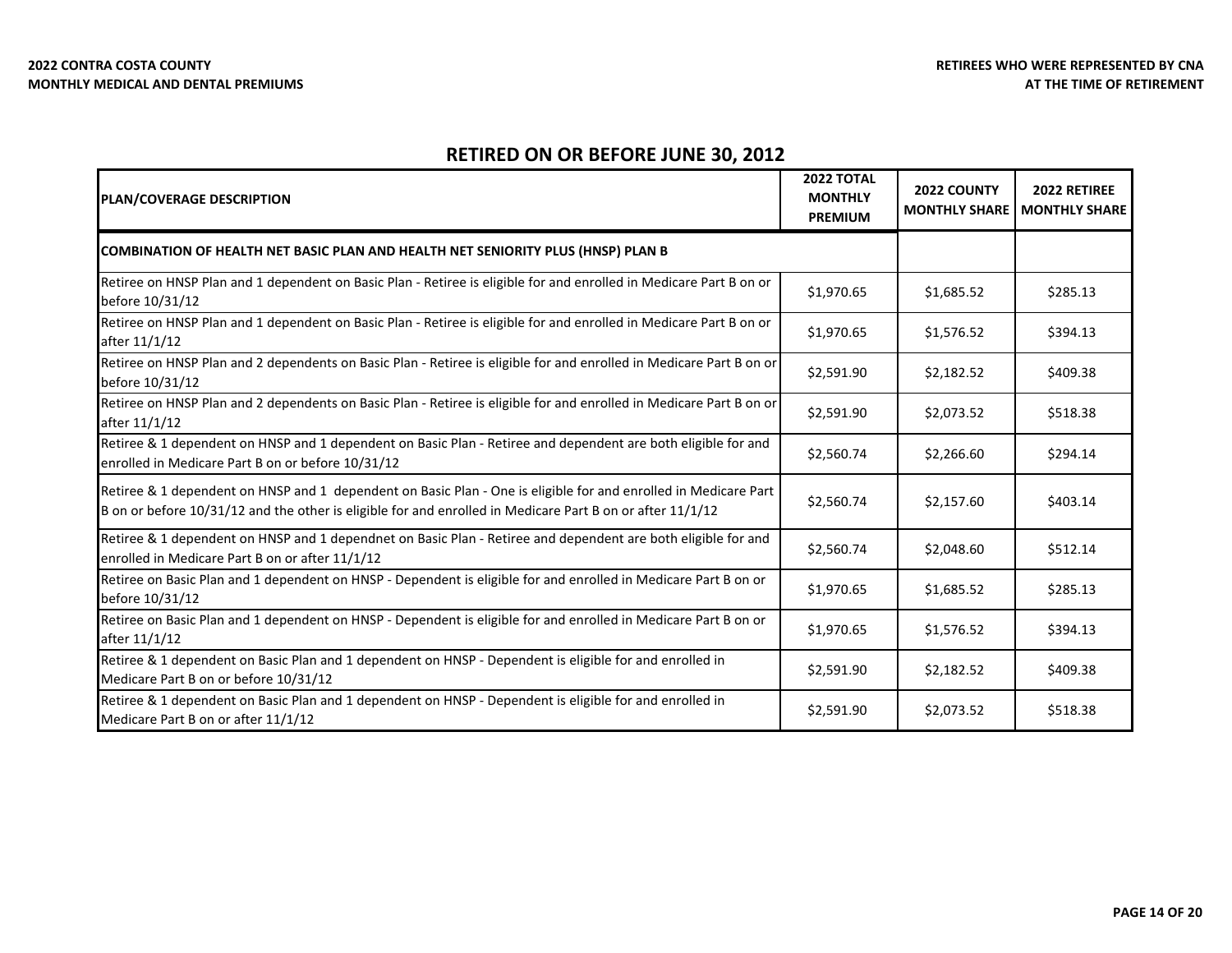**2022 CONTRA COSTA COUNTY**
**MONTHLY MEDICAL AND DENTAL PREMIUMS**

**RETIREES WHO WERE REPRESENTED BY CNA**
**AT THE TIME OF RETIREMENT**

## RETIRED ON OR BEFORE JUNE 30, 2012

| PLAN/COVERAGE DESCRIPTION | 2022 TOTAL MONTHLY PREMIUM | 2022 COUNTY MONTHLY SHARE | 2022 RETIREE MONTHLY SHARE |
|---|---|---|---|
| **COMBINATION OF HEALTH NET BASIC PLAN AND HEALTH NET SENIORITY PLUS (HNSP) PLAN B** | | | |
| Retiree on HNSP Plan and 1 dependent on Basic Plan - Retiree is eligible for and enrolled in Medicare Part B on or before 10/31/12 | $1,970.65 | $1,685.52 | $285.13 |
| Retiree on HNSP Plan and 1 dependent on Basic Plan - Retiree is eligible for and enrolled in Medicare Part B on or after 11/1/12 | $1,970.65 | $1,576.52 | $394.13 |
| Retiree on HNSP Plan and 2 dependents on Basic Plan - Retiree is eligible for and enrolled in Medicare Part B on or before 10/31/12 | $2,591.90 | $2,182.52 | $409.38 |
| Retiree on HNSP Plan and 2 dependents on Basic Plan - Retiree is eligible for and enrolled in Medicare Part B on or after 11/1/12 | $2,591.90 | $2,073.52 | $518.38 |
| Retiree & 1 dependent on HNSP and 1 dependent on Basic Plan - Retiree and dependent are both eligible for and enrolled in Medicare Part B on or before 10/31/12 | $2,560.74 | $2,266.60 | $294.14 |
| Retiree & 1 dependent on HNSP and 1 dependent on Basic Plan - One is eligible for and enrolled in Medicare Part B on or before 10/31/12 and the other is eligible for and enrolled in Medicare Part B on or after 11/1/12 | $2,560.74 | $2,157.60 | $403.14 |
| Retiree & 1 dependent on HNSP and 1 dependnet on Basic Plan - Retiree and dependent are both eligible for and enrolled in Medicare Part B on or after 11/1/12 | $2,560.74 | $2,048.60 | $512.14 |
| Retiree on Basic Plan and 1 dependent on HNSP - Dependent is eligible for and enrolled in Medicare Part B on or before 10/31/12 | $1,970.65 | $1,685.52 | $285.13 |
| Retiree on Basic Plan and 1 dependent on HNSP - Dependent is eligible for and enrolled in Medicare Part B on or after 11/1/12 | $1,970.65 | $1,576.52 | $394.13 |
| Retiree & 1 dependent on Basic Plan and 1 dependent on HNSP - Dependent is eligible for and enrolled in Medicare Part B on or before 10/31/12 | $2,591.90 | $2,182.52 | $409.38 |
| Retiree & 1 dependent on Basic Plan and 1 dependent on HNSP - Dependent is eligible for and enrolled in Medicare Part B on or after 11/1/12 | $2,591.90 | $2,073.52 | $518.38 |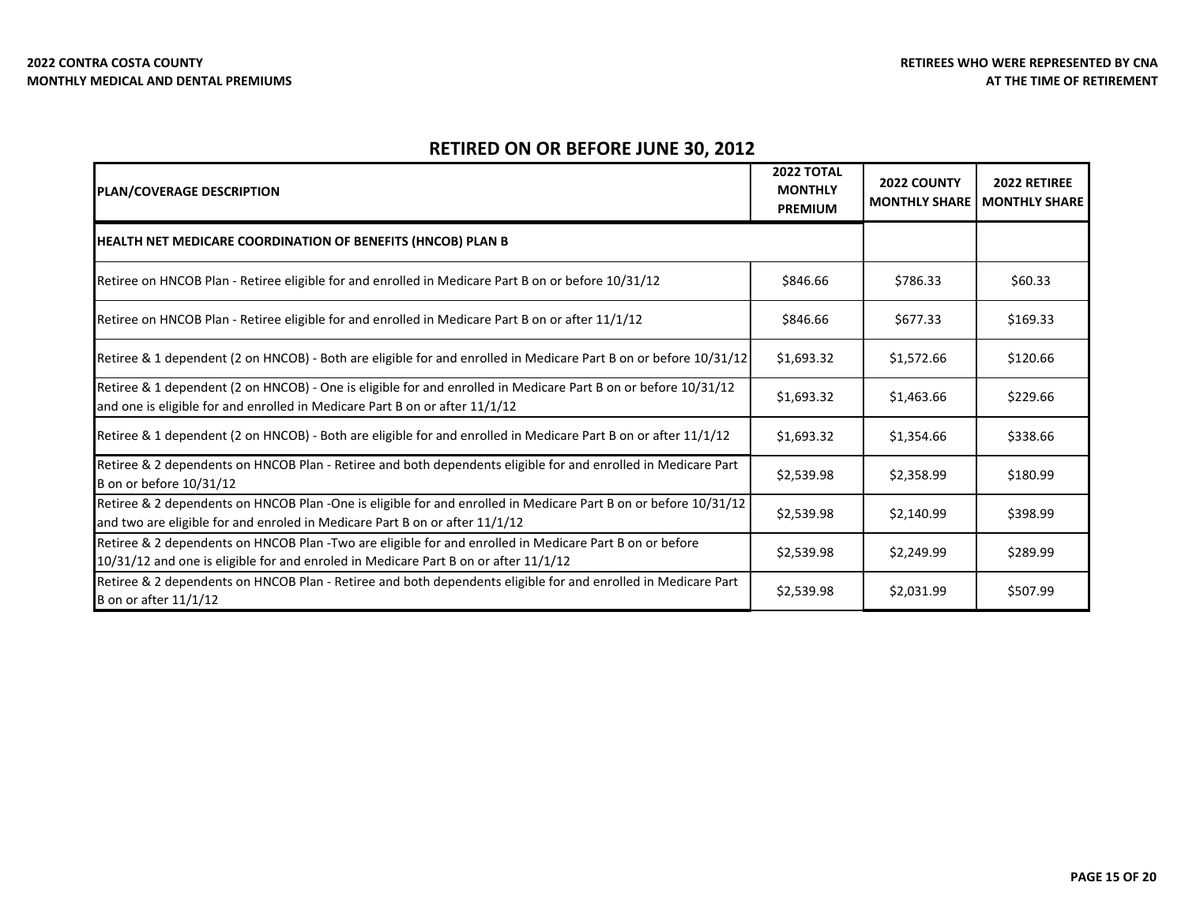**2022 CONTRA COSTA COUNTY**
**MONTHLY MEDICAL AND DENTAL PREMIUMS**

**RETIREES WHO WERE REPRESENTED BY CNA**
**AT THE TIME OF RETIREMENT**

## RETIRED ON OR BEFORE JUNE 30, 2012

| PLAN/COVERAGE DESCRIPTION | 2022 TOTAL MONTHLY PREMIUM | 2022 COUNTY MONTHLY SHARE | 2022 RETIREE MONTHLY SHARE |
|---|---|---|---|
| **HEALTH NET MEDICARE COORDINATION OF BENEFITS (HNCOB) PLAN B** | | | |
| Retiree on HNCOB Plan - Retiree eligible for and enrolled in Medicare Part B on or before 10/31/12 | $846.66 | $786.33 | $60.33 |
| Retiree on HNCOB Plan - Retiree eligible for and enrolled in Medicare Part B on or after 11/1/12 | $846.66 | $677.33 | $169.33 |
| Retiree & 1 dependent (2 on HNCOB) - Both are eligible for and enrolled in Medicare Part B on or before 10/31/12 | $1,693.32 | $1,572.66 | $120.66 |
| Retiree & 1 dependent (2 on HNCOB) - One is eligible for and enrolled in Medicare Part B on or before 10/31/12 and one is eligible for and enrolled in Medicare Part B on or after 11/1/12 | $1,693.32 | $1,463.66 | $229.66 |
| Retiree & 1 dependent (2 on HNCOB) - Both are eligible for and enrolled in Medicare Part B on or after 11/1/12 | $1,693.32 | $1,354.66 | $338.66 |
| Retiree & 2 dependents on HNCOB Plan - Retiree and both dependents eligible for and enrolled in Medicare Part B on or before 10/31/12 | $2,539.98 | $2,358.99 | $180.99 |
| Retiree & 2 dependents on HNCOB Plan -One is eligible for and enrolled in Medicare Part B on or before 10/31/12 and two are eligible for and enroled in Medicare Part B on or after 11/1/12 | $2,539.98 | $2,140.99 | $398.99 |
| Retiree & 2 dependents on HNCOB Plan -Two are eligible for and enrolled in Medicare Part B on or before 10/31/12 and one is eligible for and enroled in Medicare Part B on or after 11/1/12 | $2,539.98 | $2,249.99 | $289.99 |
| Retiree & 2 dependents on HNCOB Plan - Retiree and both dependents eligible for and enrolled in Medicare Part B on or after 11/1/12 | $2,539.98 | $2,031.99 | $507.99 |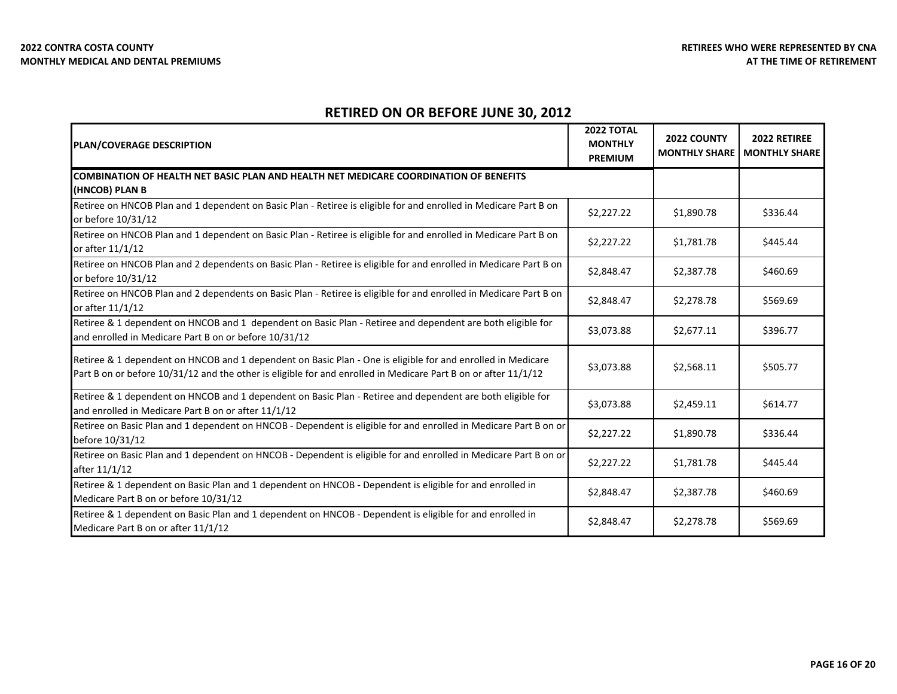**2022 CONTRA COSTA COUNTY**
**MONTHLY MEDICAL AND DENTAL PREMIUMS**

**RETIREES WHO WERE REPRESENTED BY CNA AT THE TIME OF RETIREMENT**

## RETIRED ON OR BEFORE JUNE 30, 2012

| PLAN/COVERAGE DESCRIPTION | 2022 TOTAL MONTHLY PREMIUM | 2022 COUNTY MONTHLY SHARE | 2022 RETIREE MONTHLY SHARE |
|---|---|---|---|
| **COMBINATION OF HEALTH NET BASIC PLAN AND HEALTH NET MEDICARE COORDINATION OF BENEFITS (HNCOB) PLAN B** | | | |
| Retiree on HNCOB Plan and 1 dependent on Basic Plan - Retiree is eligible for and enrolled in Medicare Part B on or before 10/31/12 | $2,227.22 | $1,890.78 | $336.44 |
| Retiree on HNCOB Plan and 1 dependent on Basic Plan - Retiree is eligible for and enrolled in Medicare Part B on or after 11/1/12 | $2,227.22 | $1,781.78 | $445.44 |
| Retiree on HNCOB Plan and 2 dependents on Basic Plan - Retiree is eligible for and enrolled in Medicare Part B on or before 10/31/12 | $2,848.47 | $2,387.78 | $460.69 |
| Retiree on HNCOB Plan and 2 dependents on Basic Plan - Retiree is eligible for and enrolled in Medicare Part B on or after 11/1/12 | $2,848.47 | $2,278.78 | $569.69 |
| Retiree & 1 dependent on HNCOB and 1 dependent on Basic Plan - Retiree and dependent are both eligible for and enrolled in Medicare Part B on or before 10/31/12 | $3,073.88 | $2,677.11 | $396.77 |
| Retiree & 1 dependent on HNCOB and 1 dependent on Basic Plan - One is eligible for and enrolled in Medicare Part B on or before 10/31/12 and the other is eligible for and enrolled in Medicare Part B on or after 11/1/12 | $3,073.88 | $2,568.11 | $505.77 |
| Retiree & 1 dependent on HNCOB and 1 dependent on Basic Plan - Retiree and dependent are both eligible for and enrolled in Medicare Part B on or after 11/1/12 | $3,073.88 | $2,459.11 | $614.77 |
| Retiree on Basic Plan and 1 dependent on HNCOB - Dependent is eligible for and enrolled in Medicare Part B on or before 10/31/12 | $2,227.22 | $1,890.78 | $336.44 |
| Retiree on Basic Plan and 1 dependent on HNCOB - Dependent is eligible for and enrolled in Medicare Part B on or after 11/1/12 | $2,227.22 | $1,781.78 | $445.44 |
| Retiree & 1 dependent on Basic Plan and 1 dependent on HNCOB - Dependent is eligible for and enrolled in Medicare Part B on or before 10/31/12 | $2,848.47 | $2,387.78 | $460.69 |
| Retiree & 1 dependent on Basic Plan and 1 dependent on HNCOB - Dependent is eligible for and enrolled in Medicare Part B on or after 11/1/12 | $2,848.47 | $2,278.78 | $569.69 |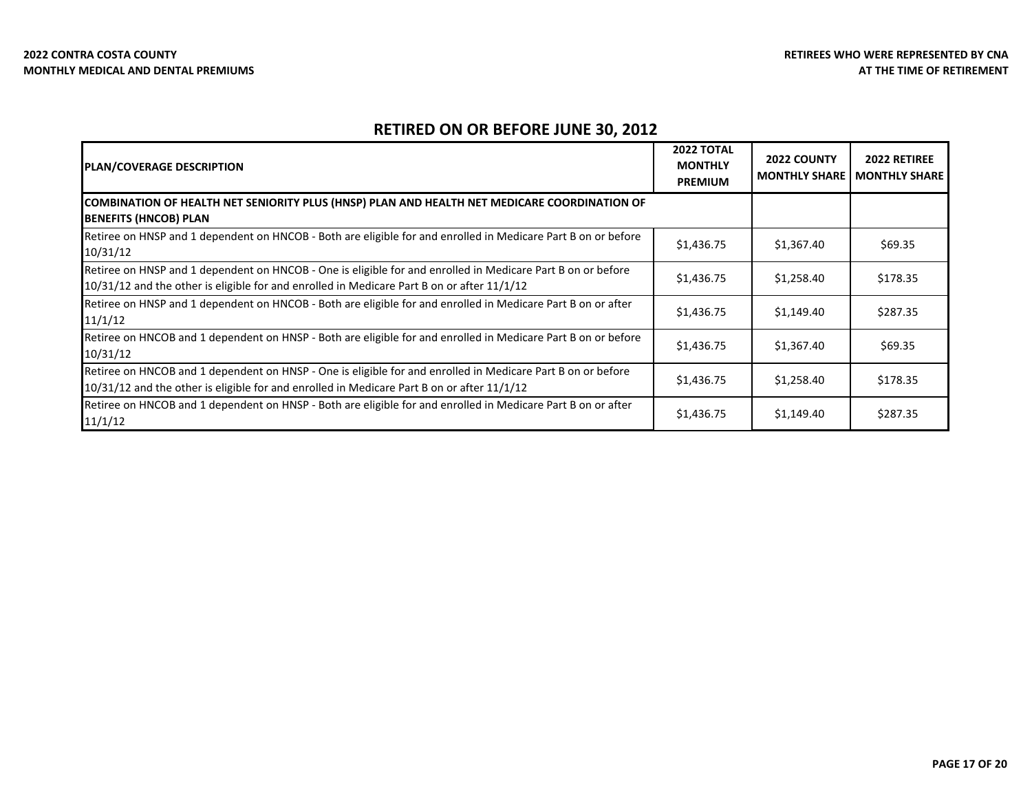**2022 CONTRA COSTA COUNTY**
**MONTHLY MEDICAL AND DENTAL PREMIUMS**

**RETIREES WHO WERE REPRESENTED BY CNA**
**AT THE TIME OF RETIREMENT**

## RETIRED ON OR BEFORE JUNE 30, 2012

| PLAN/COVERAGE DESCRIPTION | 2022 TOTAL MONTHLY PREMIUM | 2022 COUNTY MONTHLY SHARE | 2022 RETIREE MONTHLY SHARE |
|---|---|---|---|
| **COMBINATION OF HEALTH NET SENIORITY PLUS (HNSP) PLAN AND HEALTH NET MEDICARE COORDINATION OF BENEFITS (HNCOB) PLAN** | | | |
| Retiree on HNSP and 1 dependent on HNCOB - Both are eligible for and enrolled in Medicare Part B on or before 10/31/12 | $1,436.75 | $1,367.40 | $69.35 |
| Retiree on HNSP and 1 dependent on HNCOB - One is eligible for and enrolled in Medicare Part B on or before 10/31/12 and the other is eligible for and enrolled in Medicare Part B on or after 11/1/12 | $1,436.75 | $1,258.40 | $178.35 |
| Retiree on HNSP and 1 dependent on HNCOB - Both are eligible for and enrolled in Medicare Part B on or after 11/1/12 | $1,436.75 | $1,149.40 | $287.35 |
| Retiree on HNCOB and 1 dependent on HNSP - Both are eligible for and enrolled in Medicare Part B on or before 10/31/12 | $1,436.75 | $1,367.40 | $69.35 |
| Retiree on HNCOB and 1 dependent on HNSP - One is eligible for and enrolled in Medicare Part B on or before 10/31/12 and the other is eligible for and enrolled in Medicare Part B on or after 11/1/12 | $1,436.75 | $1,258.40 | $178.35 |
| Retiree on HNCOB and 1 dependent on HNSP - Both are eligible for and enrolled in Medicare Part B on or after 11/1/12 | $1,436.75 | $1,149.40 | $287.35 |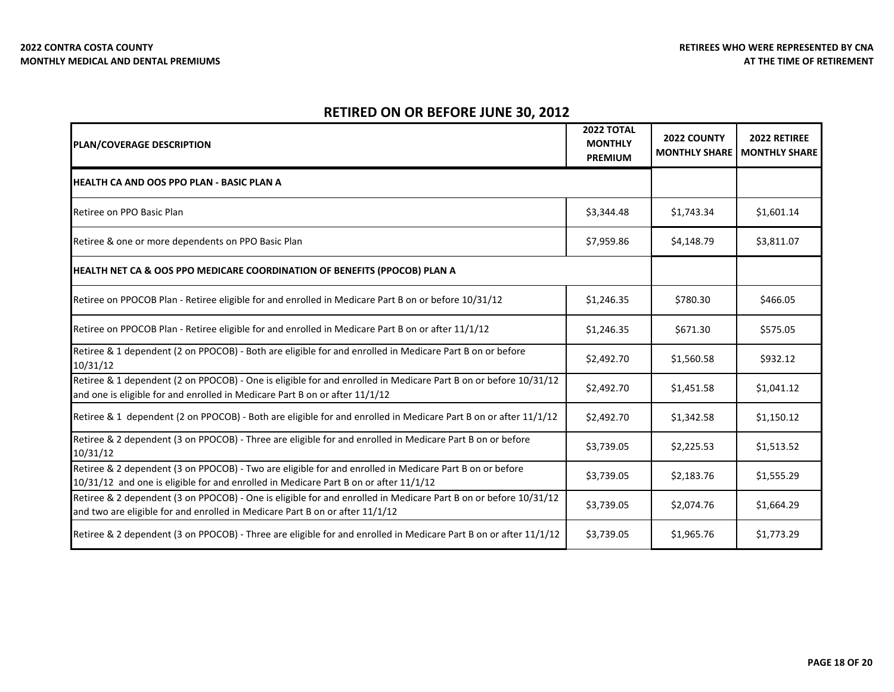**2022 CONTRA COSTA COUNTY**
**MONTHLY MEDICAL AND DENTAL PREMIUMS**

**RETIREES WHO WERE REPRESENTED BY CNA**
**AT THE TIME OF RETIREMENT**

## RETIRED ON OR BEFORE JUNE 30, 2012

| PLAN/COVERAGE DESCRIPTION | 2022 TOTAL MONTHLY PREMIUM | 2022 COUNTY MONTHLY SHARE | 2022 RETIREE MONTHLY SHARE |
|---|---|---|---|
| **HEALTH CA AND OOS PPO PLAN - BASIC PLAN A** | | | |
| Retiree on PPO Basic Plan | $3,344.48 | $1,743.34 | $1,601.14 |
| Retiree & one or more dependents on PPO Basic Plan | $7,959.86 | $4,148.79 | $3,811.07 |
| **HEALTH NET CA & OOS PPO MEDICARE COORDINATION OF BENEFITS (PPOCOB) PLAN A** | | | |
| Retiree on PPOCOB Plan - Retiree eligible for and enrolled in Medicare Part B on or before 10/31/12 | $1,246.35 | $780.30 | $466.05 |
| Retiree on PPOCOB Plan - Retiree eligible for and enrolled in Medicare Part B on or after 11/1/12 | $1,246.35 | $671.30 | $575.05 |
| Retiree & 1 dependent (2 on PPOCOB) - Both are eligible for and enrolled in Medicare Part B on or before 10/31/12 | $2,492.70 | $1,560.58 | $932.12 |
| Retiree & 1 dependent (2 on PPOCOB) - One is eligible for and enrolled in Medicare Part B on or before 10/31/12 and one is eligible for and enrolled in Medicare Part B on or after 11/1/12 | $2,492.70 | $1,451.58 | $1,041.12 |
| Retiree & 1 dependent (2 on PPOCOB) - Both are eligible for and enrolled in Medicare Part B on or after 11/1/12 | $2,492.70 | $1,342.58 | $1,150.12 |
| Retiree & 2 dependent (3 on PPOCOB) - Three are eligible for and enrolled in Medicare Part B on or before 10/31/12 | $3,739.05 | $2,225.53 | $1,513.52 |
| Retiree & 2 dependent (3 on PPOCOB) - Two are eligible for and enrolled in Medicare Part B on or before 10/31/12 and one is eligible for and enrolled in Medicare Part B on or after 11/1/12 | $3,739.05 | $2,183.76 | $1,555.29 |
| Retiree & 2 dependent (3 on PPOCOB) - One is eligible for and enrolled in Medicare Part B on or before 10/31/12 and two are eligible for and enrolled in Medicare Part B on or after 11/1/12 | $3,739.05 | $2,074.76 | $1,664.29 |
| Retiree & 2 dependent (3 on PPOCOB) - Three are eligible for and enrolled in Medicare Part B on or after 11/1/12 | $3,739.05 | $1,965.76 | $1,773.29 |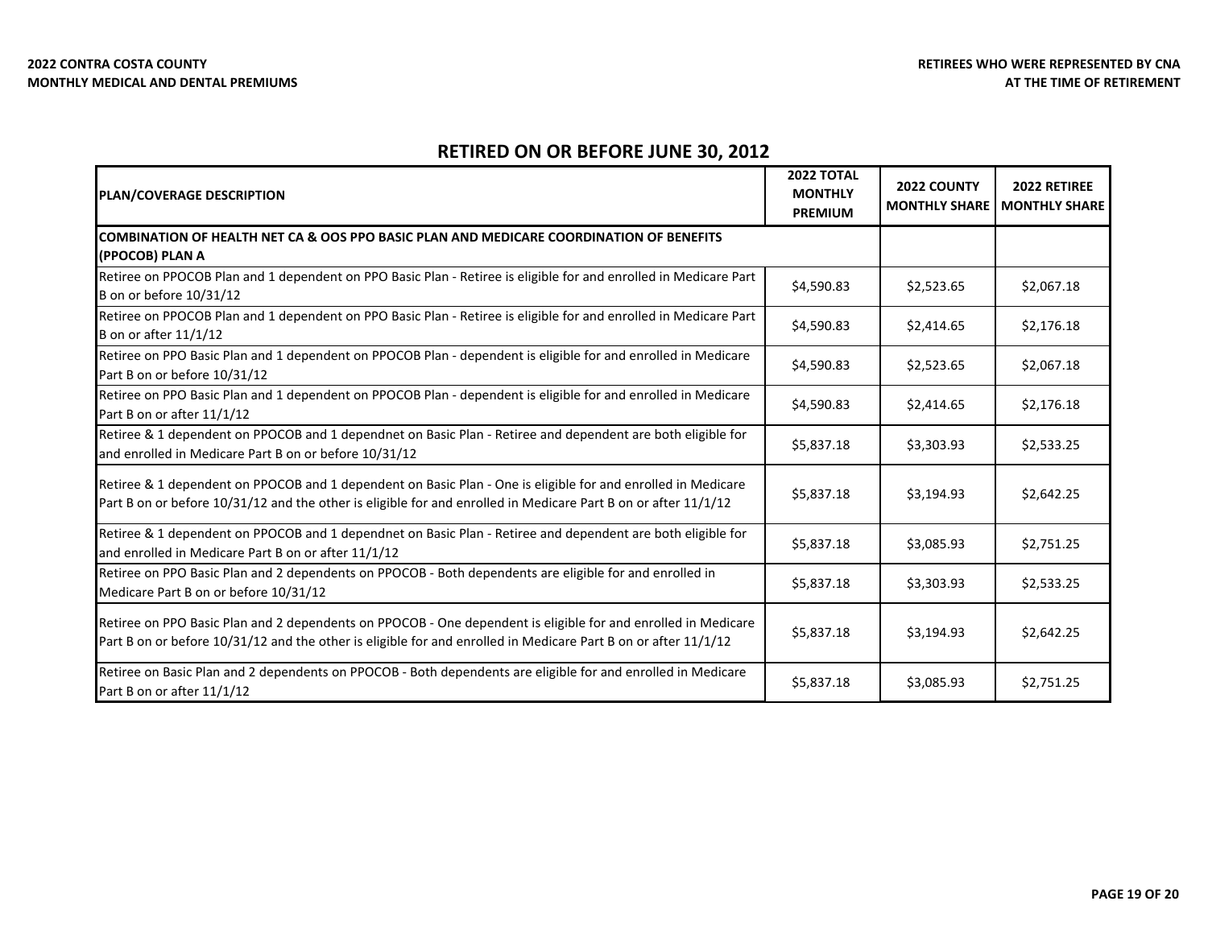**2022 CONTRA COSTA COUNTY**
**MONTHLY MEDICAL AND DENTAL PREMIUMS**

**RETIREES WHO WERE REPRESENTED BY CNA**
**AT THE TIME OF RETIREMENT**

## RETIRED ON OR BEFORE JUNE 30, 2012

| PLAN/COVERAGE DESCRIPTION | 2022 TOTAL MONTHLY PREMIUM | 2022 COUNTY MONTHLY SHARE | 2022 RETIREE MONTHLY SHARE |
|---|---|---|---|
| **COMBINATION OF HEALTH NET CA & OOS PPO BASIC PLAN AND MEDICARE COORDINATION OF BENEFITS (PPOCOB) PLAN A** | | | |
| Retiree on PPOCOB Plan and 1 dependent on PPO Basic Plan - Retiree is eligible for and enrolled in Medicare Part B on or before 10/31/12 | $4,590.83 | $2,523.65 | $2,067.18 |
| Retiree on PPOCOB Plan and 1 dependent on PPO Basic Plan - Retiree is eligible for and enrolled in Medicare Part B on or after 11/1/12 | $4,590.83 | $2,414.65 | $2,176.18 |
| Retiree on PPO Basic Plan and 1 dependent on PPOCOB Plan - dependent is eligible for and enrolled in Medicare Part B on or before 10/31/12 | $4,590.83 | $2,523.65 | $2,067.18 |
| Retiree on PPO Basic Plan and 1 dependent on PPOCOB Plan - dependent is eligible for and enrolled in Medicare Part B on or after 11/1/12 | $4,590.83 | $2,414.65 | $2,176.18 |
| Retiree & 1 dependent on PPOCOB and 1 dependnet on Basic Plan - Retiree and dependent are both eligible for and enrolled in Medicare Part B on or before 10/31/12 | $5,837.18 | $3,303.93 | $2,533.25 |
| Retiree & 1 dependent on PPOCOB and 1 dependent on Basic Plan - One is eligible for and enrolled in Medicare Part B on or before 10/31/12 and the other is eligible for and enrolled in Medicare Part B on or after 11/1/12 | $5,837.18 | $3,194.93 | $2,642.25 |
| Retiree & 1 dependent on PPOCOB and 1 dependnet on Basic Plan - Retiree and dependent are both eligible for and enrolled in Medicare Part B on or after 11/1/12 | $5,837.18 | $3,085.93 | $2,751.25 |
| Retiree on PPO Basic Plan and 2 dependents on PPOCOB - Both dependents are eligible for and enrolled in Medicare Part B on or before 10/31/12 | $5,837.18 | $3,303.93 | $2,533.25 |
| Retiree on PPO Basic Plan and 2 dependents on PPOCOB - One dependent is eligible for and enrolled in Medicare Part B on or before 10/31/12 and the other is eligible for and enrolled in Medicare Part B on or after 11/1/12 | $5,837.18 | $3,194.93 | $2,642.25 |
| Retiree on Basic Plan and 2 dependents on PPOCOB - Both dependents are eligible for and enrolled in Medicare Part B on or after 11/1/12 | $5,837.18 | $3,085.93 | $2,751.25 |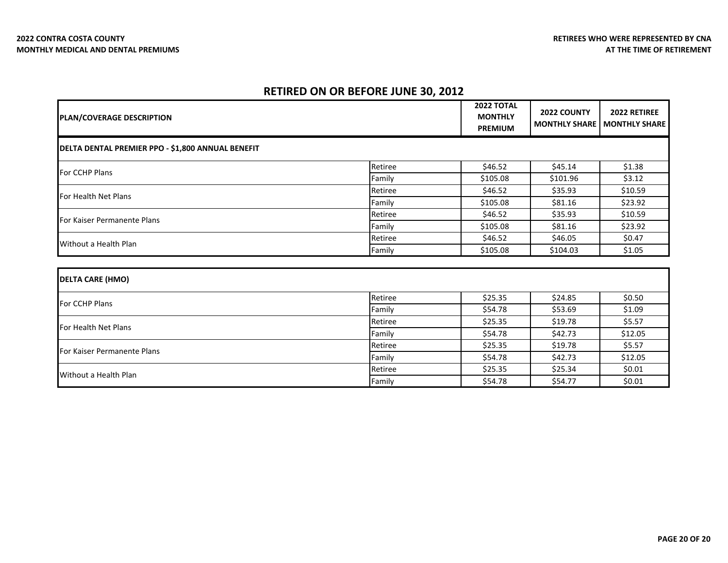**2022 CONTRA COSTA COUNTY**
**MONTHLY MEDICAL AND DENTAL PREMIUMS**

**RETIREES WHO WERE REPRESENTED BY CNA**
**AT THE TIME OF RETIREMENT**

## RETIRED ON OR BEFORE JUNE 30, 2012

| PLAN/COVERAGE DESCRIPTION | | 2022 TOTAL MONTHLY PREMIUM | 2022 COUNTY MONTHLY SHARE | 2022 RETIREE MONTHLY SHARE |
|---|---|---|---|---|
| **DELTA DENTAL PREMIER PPO - $1,800 ANNUAL BENEFIT** | | | | |
| For CCHP Plans | Retiree | $46.52 | $45.14 | $1.38 |
| | Family | $105.08 | $101.96 | $3.12 |
| For Health Net Plans | Retiree | $46.52 | $35.93 | $10.59 |
| | Family | $105.08 | $81.16 | $23.92 |
| For Kaiser Permanente Plans | Retiree | $46.52 | $35.93 | $10.59 |
| | Family | $105.08 | $81.16 | $23.92 |
| Without a Health Plan | Retiree | $46.52 | $46.05 | $0.47 |
| | Family | $105.08 | $104.03 | $1.05 |
| **DELTA CARE (HMO)** | | | | |
| For CCHP Plans | Retiree | $25.35 | $24.85 | $0.50 |
| | Family | $54.78 | $53.69 | $1.09 |
| For Health Net Plans | Retiree | $25.35 | $19.78 | $5.57 |
| | Family | $54.78 | $42.73 | $12.05 |
| For Kaiser Permanente Plans | Retiree | $25.35 | $19.78 | $5.57 |
| | Family | $54.78 | $42.73 | $12.05 |
| Without a Health Plan | Retiree | $25.35 | $25.34 | $0.01 |
| | Family | $54.78 | $54.77 | $0.01 |